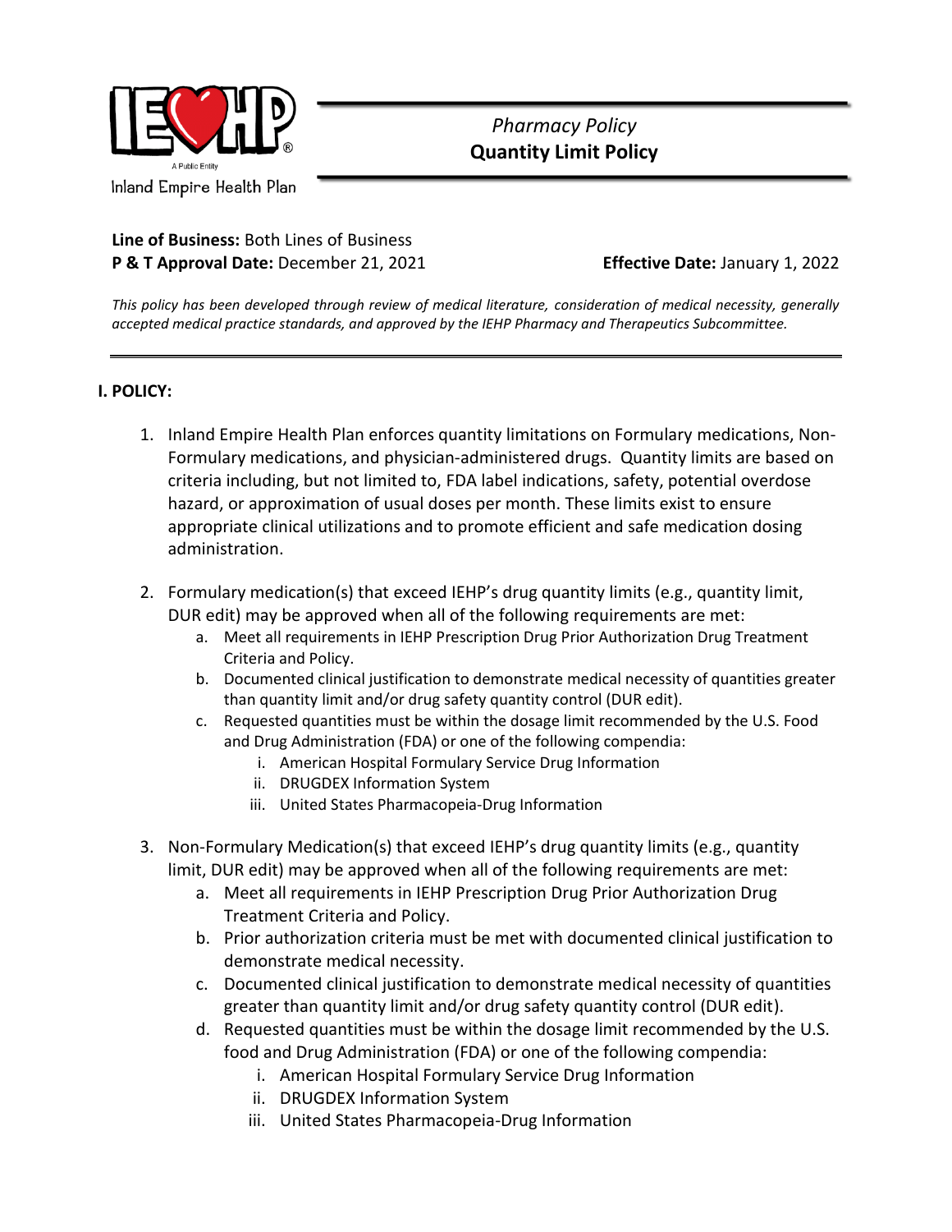Inland Empire Health Plan

*Pharmacy Policy*
**Quantity Limit Policy**

**Line of Business:** Both Lines of Business
**P & T Approval Date:** December 21, 2021 **Effective Date:** January 1, 2022

*This policy has been developed through review of medical literature, consideration of medical necessity, generally accepted medical practice standards, and approved by the IEHP Pharmacy and Therapeutics Subcommittee.*

---

## I. POLICY:

1. Inland Empire Health Plan enforces quantity limitations on Formulary medications, Non-Formulary medications, and physician-administered drugs. Quantity limits are based on criteria including, but not limited to, FDA label indications, safety, potential overdose hazard, or approximation of usual doses per month. These limits exist to ensure appropriate clinical utilizations and to promote efficient and safe medication dosing administration.

2. Formulary medication(s) that exceed IEHP's drug quantity limits (e.g., quantity limit, DUR edit) may be approved when all of the following requirements are met:
   a. Meet all requirements in IEHP Prescription Drug Prior Authorization Drug Treatment Criteria and Policy.
   b. Documented clinical justification to demonstrate medical necessity of quantities greater than quantity limit and/or drug safety quantity control (DUR edit).
   c. Requested quantities must be within the dosage limit recommended by the U.S. Food and Drug Administration (FDA) or one of the following compendia:
      i. American Hospital Formulary Service Drug Information
      ii. DRUGDEX Information System
      iii. United States Pharmacopeia-Drug Information

3. Non-Formulary Medication(s) that exceed IEHP's drug quantity limits (e.g., quantity limit, DUR edit) may be approved when all of the following requirements are met:
   a. Meet all requirements in IEHP Prescription Drug Prior Authorization Drug Treatment Criteria and Policy.
   b. Prior authorization criteria must be met with documented clinical justification to demonstrate medical necessity.
   c. Documented clinical justification to demonstrate medical necessity of quantities greater than quantity limit and/or drug safety quantity control (DUR edit).
   d. Requested quantities must be within the dosage limit recommended by the U.S. food and Drug Administration (FDA) or one of the following compendia:
      i. American Hospital Formulary Service Drug Information
      ii. DRUGDEX Information System
      iii. United States Pharmacopeia-Drug Information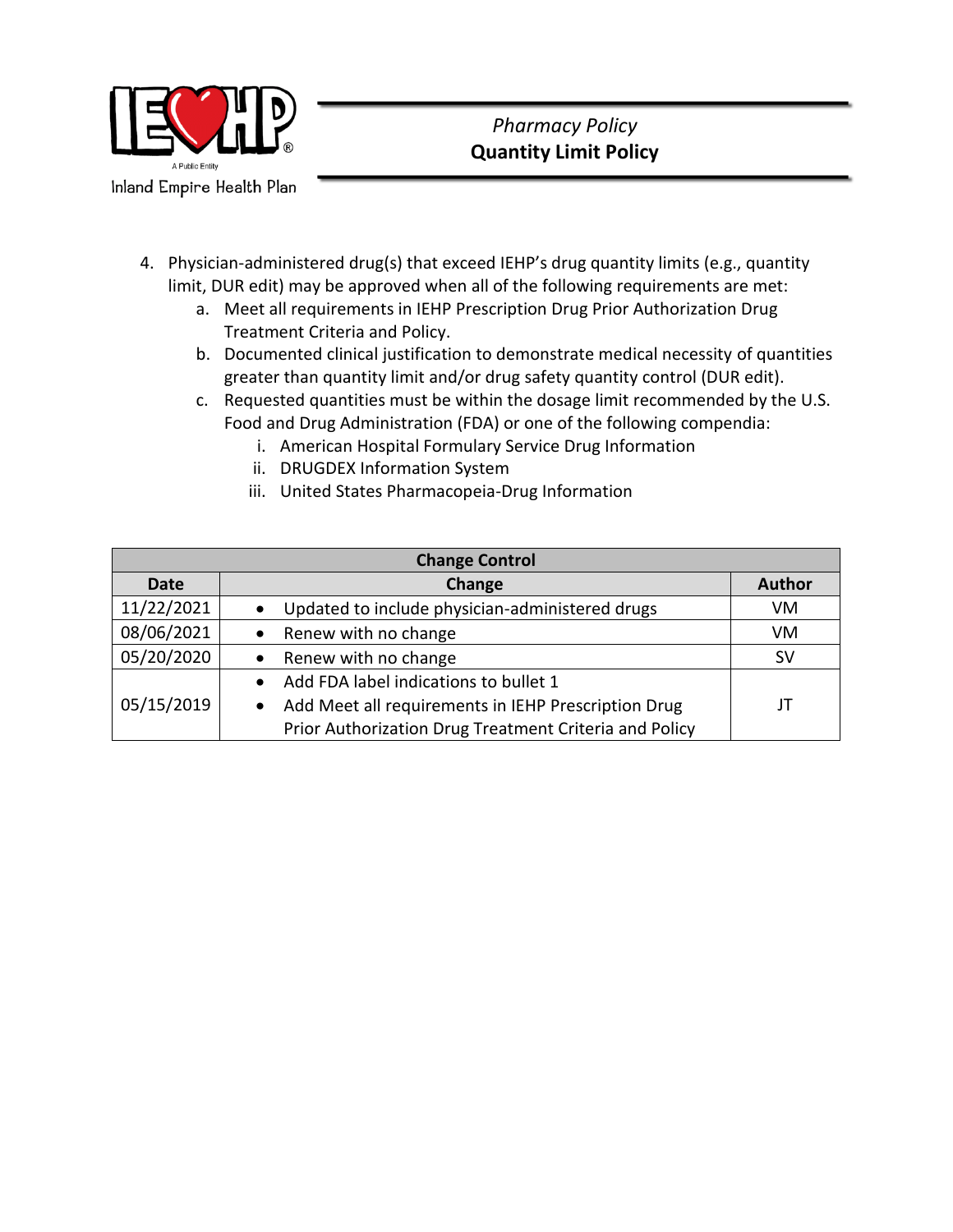4. Physician-administered drug(s) that exceed IEHP's drug quantity limits (e.g., quantity limit, DUR edit) may be approved when all of the following requirements are met:
    a. Meet all requirements in IEHP Prescription Drug Prior Authorization Drug Treatment Criteria and Policy.
    b. Documented clinical justification to demonstrate medical necessity of quantities greater than quantity limit and/or drug safety quantity control (DUR edit).
    c. Requested quantities must be within the dosage limit recommended by the U.S. Food and Drug Administration (FDA) or one of the following compendia:
        i. American Hospital Formulary Service Drug Information
        ii. DRUGDEX Information System
        iii. United States Pharmacopeia-Drug Information

| Change Control | | |
|---|---|---|
| **Date** | **Change** | **Author** |
| 11/22/2021 | • Updated to include physician-administered drugs | VM |
| 08/06/2021 | • Renew with no change | VM |
| 05/20/2020 | • Renew with no change | SV |
| 05/15/2019 | • Add FDA label indications to bullet 1<br>• Add Meet all requirements in IEHP Prescription Drug Prior Authorization Drug Treatment Criteria and Policy | JT |